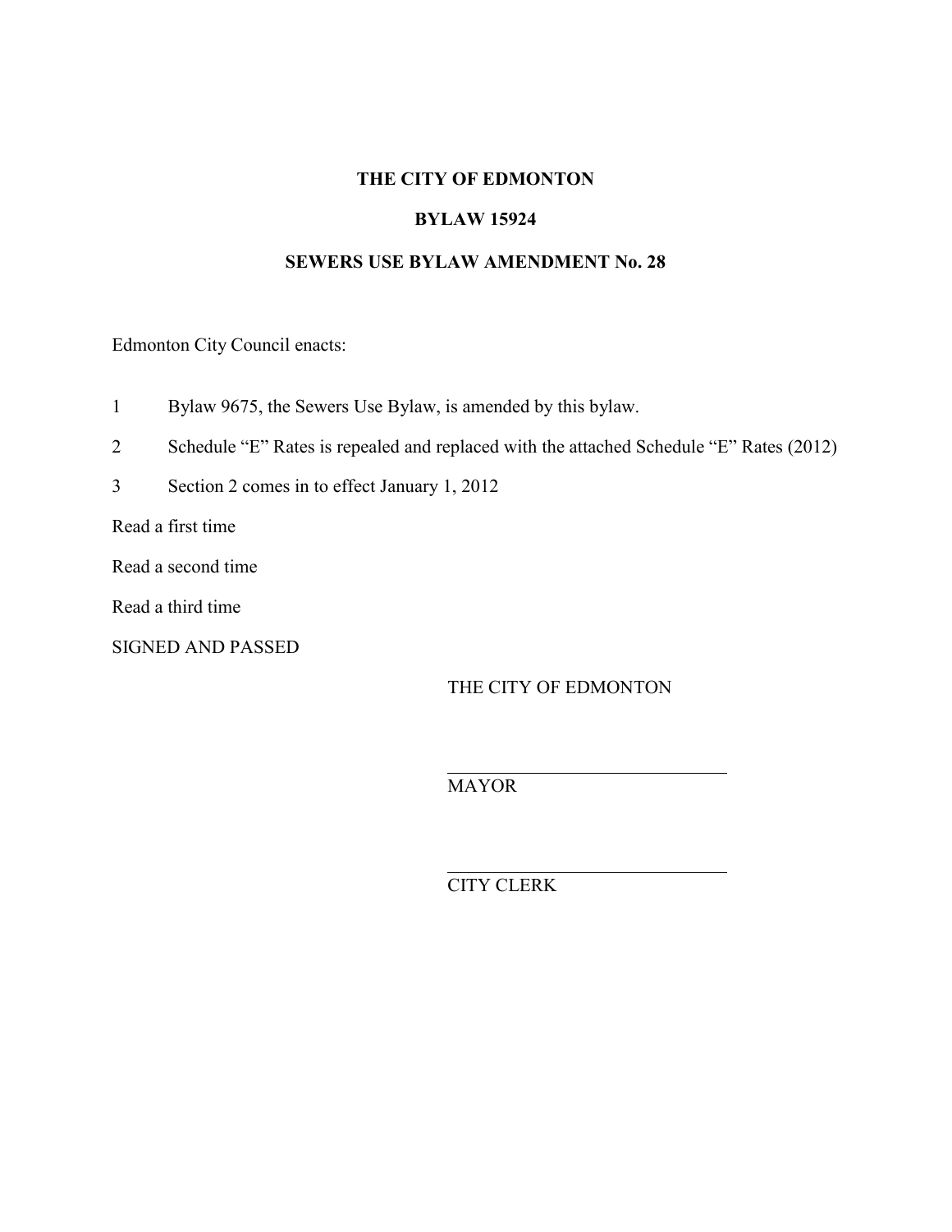# THE CITY OF EDMONTON

## BYLAW 15924

## SEWERS USE BYLAW AMENDMENT No. 28

Edmonton City Council enacts:

1 Bylaw 9675, the Sewers Use Bylaw, is amended by this bylaw.

2 Schedule "E" Rates is repealed and replaced with the attached Schedule "E" Rates (2012)

3 Section 2 comes in to effect January 1, 2012

Read a first time

Read a second time

Read a third time

SIGNED AND PASSED

THE CITY OF EDMONTON

\_\_\_\_\_\_\_\_\_\_\_\_\_\_\_\_\_\_\_\_\_\_\_\_\_\_\_\_\_\_

MAYOR

\_\_\_\_\_\_\_\_\_\_\_\_\_\_\_\_\_\_\_\_\_\_\_\_\_\_\_\_\_\_

CITY CLERK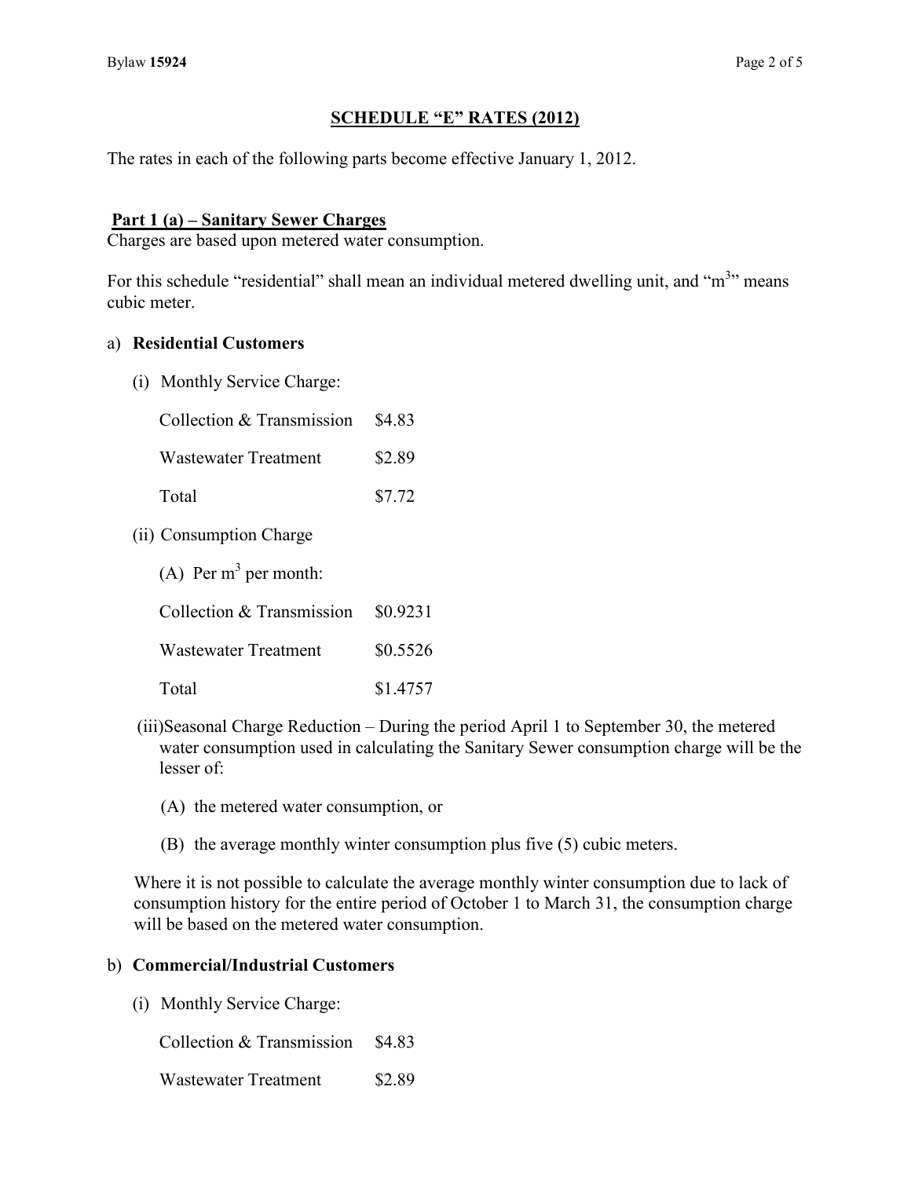## SCHEDULE "E" RATES (2012)

The rates in each of the following parts become effective January 1, 2012.

### Part 1 (a) – Sanitary Sewer Charges

Charges are based upon metered water consumption.

For this schedule "residential" shall mean an individual metered dwelling unit, and "$m^3$" means cubic meter.

a) **Residential Customers**

(i) Monthly Service Charge:

| | |
|---|---|
| Collection & Transmission | $4.83 |
| Wastewater Treatment | $2.89 |
| Total | $7.72 |

(ii) Consumption Charge

(A) Per $m^3$ per month:

| | |
|---|---|
| Collection & Transmission | $0.9231 |
| Wastewater Treatment | $0.5526 |
| Total | $1.4757 |

(iii) Seasonal Charge Reduction – During the period April 1 to September 30, the metered water consumption used in calculating the Sanitary Sewer consumption charge will be the lesser of:

(A) the metered water consumption, or

(B) the average monthly winter consumption plus five (5) cubic meters.

Where it is not possible to calculate the average monthly winter consumption due to lack of consumption history for the entire period of October 1 to March 31, the consumption charge will be based on the metered water consumption.

b) **Commercial/Industrial Customers**

(i) Monthly Service Charge:

| | |
|---|---|
| Collection & Transmission | $4.83 |
| Wastewater Treatment | $2.89 |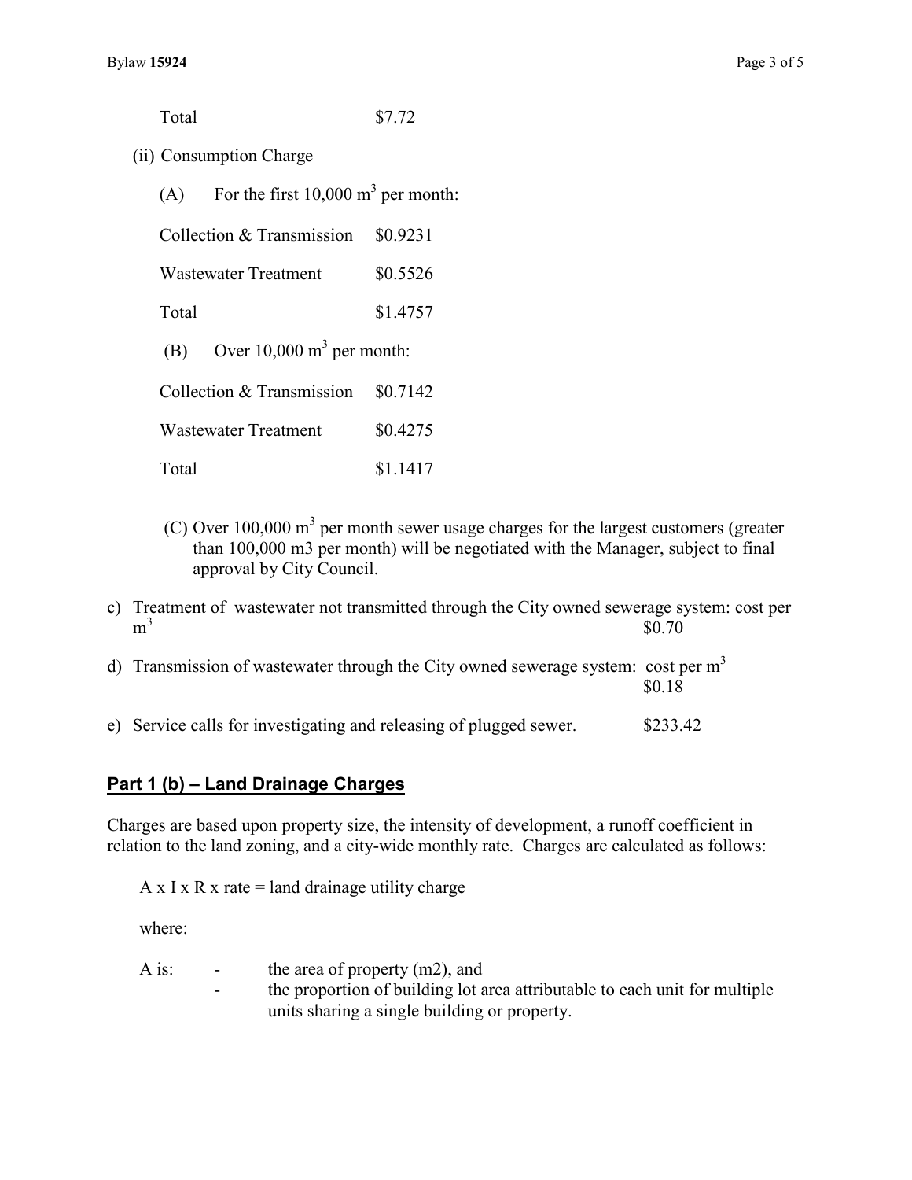Total $7.72

(ii) Consumption Charge

(A) For the first 10,000 $m^3$ per month:

| | |
|---|---|
| Collection & Transmission | $0.9231 |
| Wastewater Treatment | $0.5526 |
| Total | $1.4757 |

(B) Over 10,000 $m^3$ per month:

| | |
|---|---|
| Collection & Transmission | $0.7142 |
| Wastewater Treatment | $0.4275 |
| Total | $1.1417 |

(C) Over 100,000 $m^3$ per month sewer usage charges for the largest customers (greater than 100,000 m3 per month) will be negotiated with the Manager, subject to final approval by City Council.

c) Treatment of wastewater not transmitted through the City owned sewerage system: cost per $m^3$ $0.70

d) Transmission of wastewater through the City owned sewerage system: cost per $m^3$ $0.18

e) Service calls for investigating and releasing of plugged sewer. $233.42

## Part 1 (b) – Land Drainage Charges

Charges are based upon property size, the intensity of development, a runoff coefficient in relation to the land zoning, and a city-wide monthly rate. Charges are calculated as follows:

A x I x R x rate = land drainage utility charge

where:

A is:
- the area of property (m2), and
- the proportion of building lot area attributable to each unit for multiple units sharing a single building or property.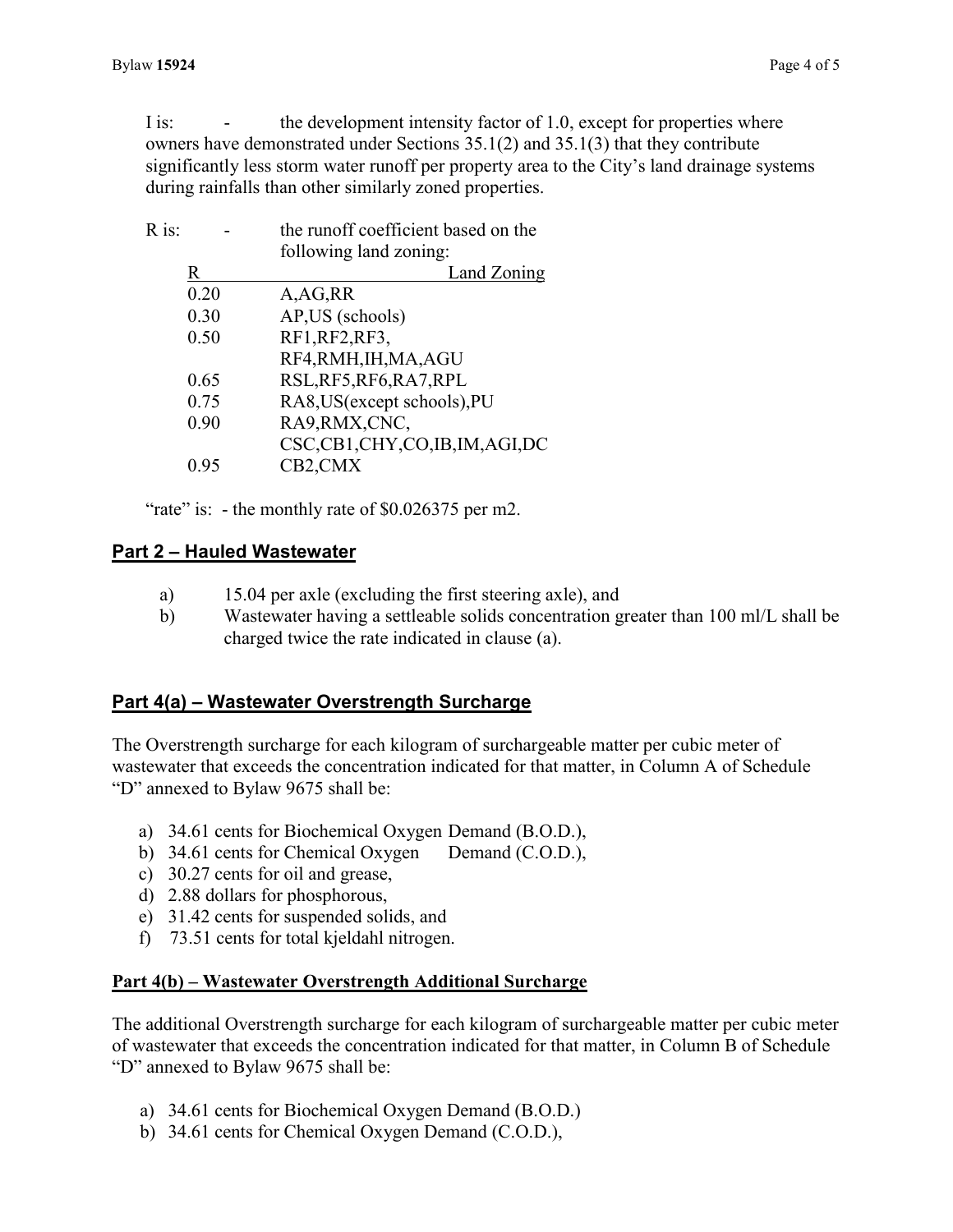I is: - the development intensity factor of 1.0, except for properties where owners have demonstrated under Sections 35.1(2) and 35.1(3) that they contribute significantly less storm water runoff per property area to the City's land drainage systems during rainfalls than other similarly zoned properties.

R is: - the runoff coefficient based on the following land zoning:

| R | Land Zoning |
|---|---|
| 0.20 | A,AG,RR |
| 0.30 | AP,US (schools) |
| 0.50 | RF1,RF2,RF3, RF4,RMH,IH,MA,AGU |
| 0.65 | RSL,RF5,RF6,RA7,RPL |
| 0.75 | RA8,US(except schools),PU |
| 0.90 | RA9,RMX,CNC, CSC,CB1,CHY,CO,IB,IM,AGI,DC |
| 0.95 | CB2,CMX |

"rate" is: - the monthly rate of $0.026375 per m2.

## Part 2 – Hauled Wastewater

a) 15.04 per axle (excluding the first steering axle), and

b) Wastewater having a settleable solids concentration greater than 100 ml/L shall be charged twice the rate indicated in clause (a).

## Part 4(a) – Wastewater Overstrength Surcharge

The Overstrength surcharge for each kilogram of surchargeable matter per cubic meter of wastewater that exceeds the concentration indicated for that matter, in Column A of Schedule "D" annexed to Bylaw 9675 shall be:

a) 34.61 cents for Biochemical Oxygen Demand (B.O.D.),
b) 34.61 cents for Chemical Oxygen Demand (C.O.D.),
c) 30.27 cents for oil and grease,
d) 2.88 dollars for phosphorous,
e) 31.42 cents for suspended solids, and
f) 73.51 cents for total kjeldahl nitrogen.

## Part 4(b) – Wastewater Overstrength Additional Surcharge

The additional Overstrength surcharge for each kilogram of surchargeable matter per cubic meter of wastewater that exceeds the concentration indicated for that matter, in Column B of Schedule "D" annexed to Bylaw 9675 shall be:

a) 34.61 cents for Biochemical Oxygen Demand (B.O.D.)
b) 34.61 cents for Chemical Oxygen Demand (C.O.D.),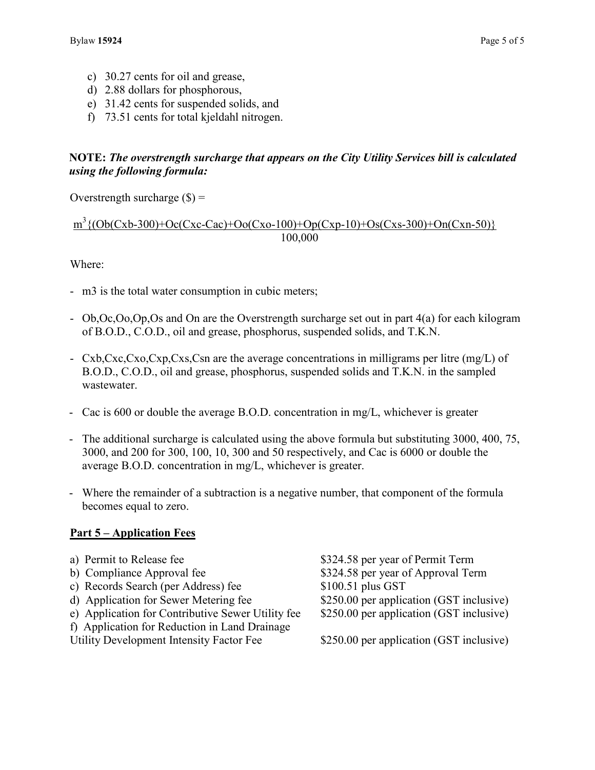c) 30.27 cents for oil and grease,
d) 2.88 dollars for phosphorous,
e) 31.42 cents for suspended solids, and
f) 73.51 cents for total kjeldahl nitrogen.

**NOTE:** ***The overstrength surcharge that appears on the City Utility Services bill is calculated using the following formula:***

Overstrength surcharge ($) =

$$\frac{m^3\{(Ob(Cxb-300)+Oc(Cxc-Cac)+Oo(Cxo-100)+Op(Cxp-10)+Os(Cxs-300)+On(Cxn-50)\}}{100{,}000}$$

Where:

- m3 is the total water consumption in cubic meters;
- Ob,Oc,Oo,Op,Os and On are the Overstrength surcharge set out in part 4(a) for each kilogram of B.O.D., C.O.D., oil and grease, phosphorus, suspended solids, and T.K.N.
- Cxb,Cxc,Cxo,Cxp,Cxs,Csn are the average concentrations in milligrams per litre (mg/L) of B.O.D., C.O.D., oil and grease, phosphorus, suspended solids and T.K.N. in the sampled wastewater.
- Cac is 600 or double the average B.O.D. concentration in mg/L, whichever is greater
- The additional surcharge is calculated using the above formula but substituting 3000, 400, 75, 3000, and 200 for 300, 100, 10, 300 and 50 respectively, and Cac is 6000 or double the average B.O.D. concentration in mg/L, whichever is greater.
- Where the remainder of a subtraction is a negative number, that component of the formula becomes equal to zero.

## Part 5 – Application Fees

| | |
|---|---|
| a) Permit to Release fee | $324.58 per year of Permit Term |
| b) Compliance Approval fee | $324.58 per year of Approval Term |
| c) Records Search (per Address) fee | $100.51 plus GST |
| d) Application for Sewer Metering fee | $250.00 per application (GST inclusive) |
| e) Application for Contributive Sewer Utility fee | $250.00 per application (GST inclusive) |
| f) Application for Reduction in Land Drainage Utility Development Intensity Factor Fee | $250.00 per application (GST inclusive) |